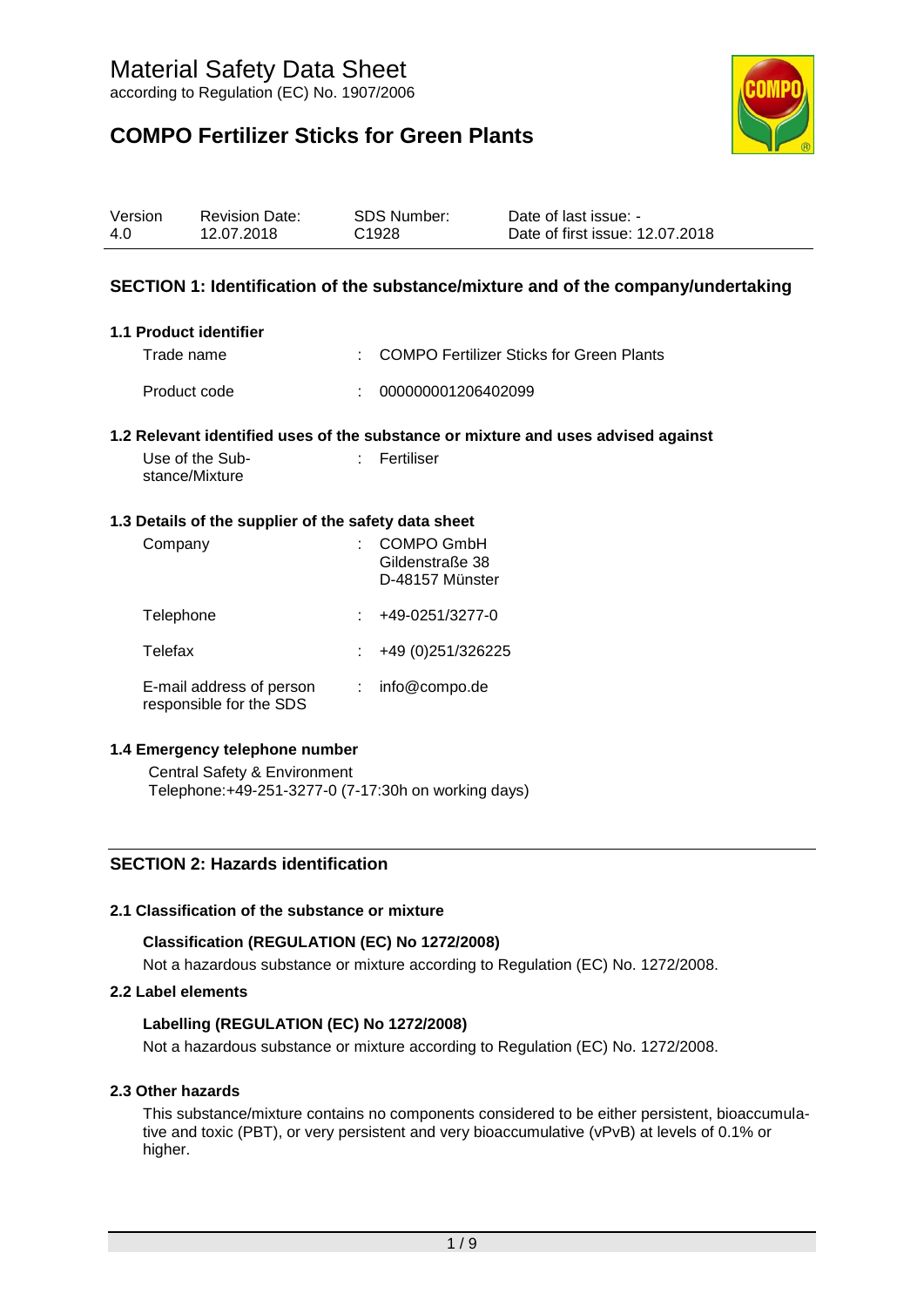# Material Safety Data Sheet

according to Regulation (EC) No. 1907/2006

## COMPO Fertilizer Sticks for Green Plants

| Version | Revision Date: | SDS Number: | Date of last issue: - |
|---|---|---|---|
| 4.0 | 12.07.2018 | C1928 | Date of first issue: 12.07.2018 |

## SECTION 1: Identification of the substance/mixture and of the company/undertaking

### 1.1 Product identifier

Trade name : COMPO Fertilizer Sticks for Green Plants

Product code : 000000001206402099

### 1.2 Relevant identified uses of the substance or mixture and uses advised against

Use of the Substance/Mixture : Fertiliser

### 1.3 Details of the supplier of the safety data sheet

Company : COMPO GmbH
Gildenstraße 38
D-48157 Münster

Telephone : +49-0251/3277-0

Telefax : +49 (0)251/326225

E-mail address of person responsible for the SDS : info@compo.de

### 1.4 Emergency telephone number

Central Safety & Environment
Telephone:+49-251-3277-0 (7-17:30h on working days)

## SECTION 2: Hazards identification

### 2.1 Classification of the substance or mixture

**Classification (REGULATION (EC) No 1272/2008)**

Not a hazardous substance or mixture according to Regulation (EC) No. 1272/2008.

### 2.2 Label elements

**Labelling (REGULATION (EC) No 1272/2008)**

Not a hazardous substance or mixture according to Regulation (EC) No. 1272/2008.

### 2.3 Other hazards

This substance/mixture contains no components considered to be either persistent, bioaccumulative and toxic (PBT), or very persistent and very bioaccumulative (vPvB) at levels of 0.1% or higher.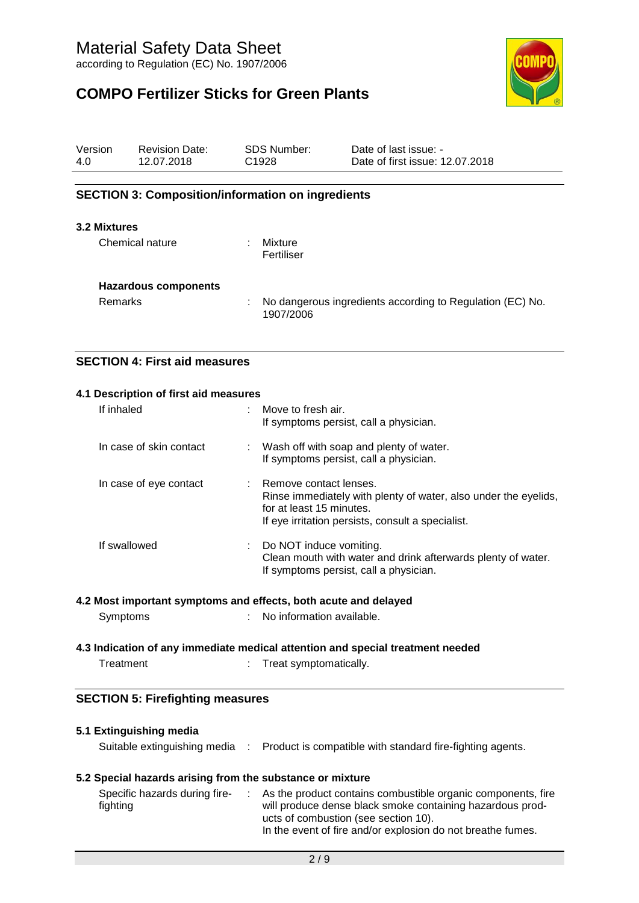## SECTION 3: Composition/information on ingredients

### 3.2 Mixtures

Chemical nature : Mixture
Fertiliser

**Hazardous components**

Remarks : No dangerous ingredients according to Regulation (EC) No. 1907/2006

## SECTION 4: First aid measures

### 4.1 Description of first aid measures

If inhaled : Move to fresh air.
If symptoms persist, call a physician.

In case of skin contact : Wash off with soap and plenty of water.
If symptoms persist, call a physician.

In case of eye contact : Remove contact lenses.
Rinse immediately with plenty of water, also under the eyelids, for at least 15 minutes.
If eye irritation persists, consult a specialist.

If swallowed : Do NOT induce vomiting.
Clean mouth with water and drink afterwards plenty of water.
If symptoms persist, call a physician.

### 4.2 Most important symptoms and effects, both acute and delayed

Symptoms : No information available.

### 4.3 Indication of any immediate medical attention and special treatment needed

Treatment : Treat symptomatically.

## SECTION 5: Firefighting measures

### 5.1 Extinguishing media

Suitable extinguishing media : Product is compatible with standard fire-fighting agents.

### 5.2 Special hazards arising from the substance or mixture

Specific hazards during fire-fighting : As the product contains combustible organic components, fire will produce dense black smoke containing hazardous products of combustion (see section 10).
In the event of fire and/or explosion do not breathe fumes.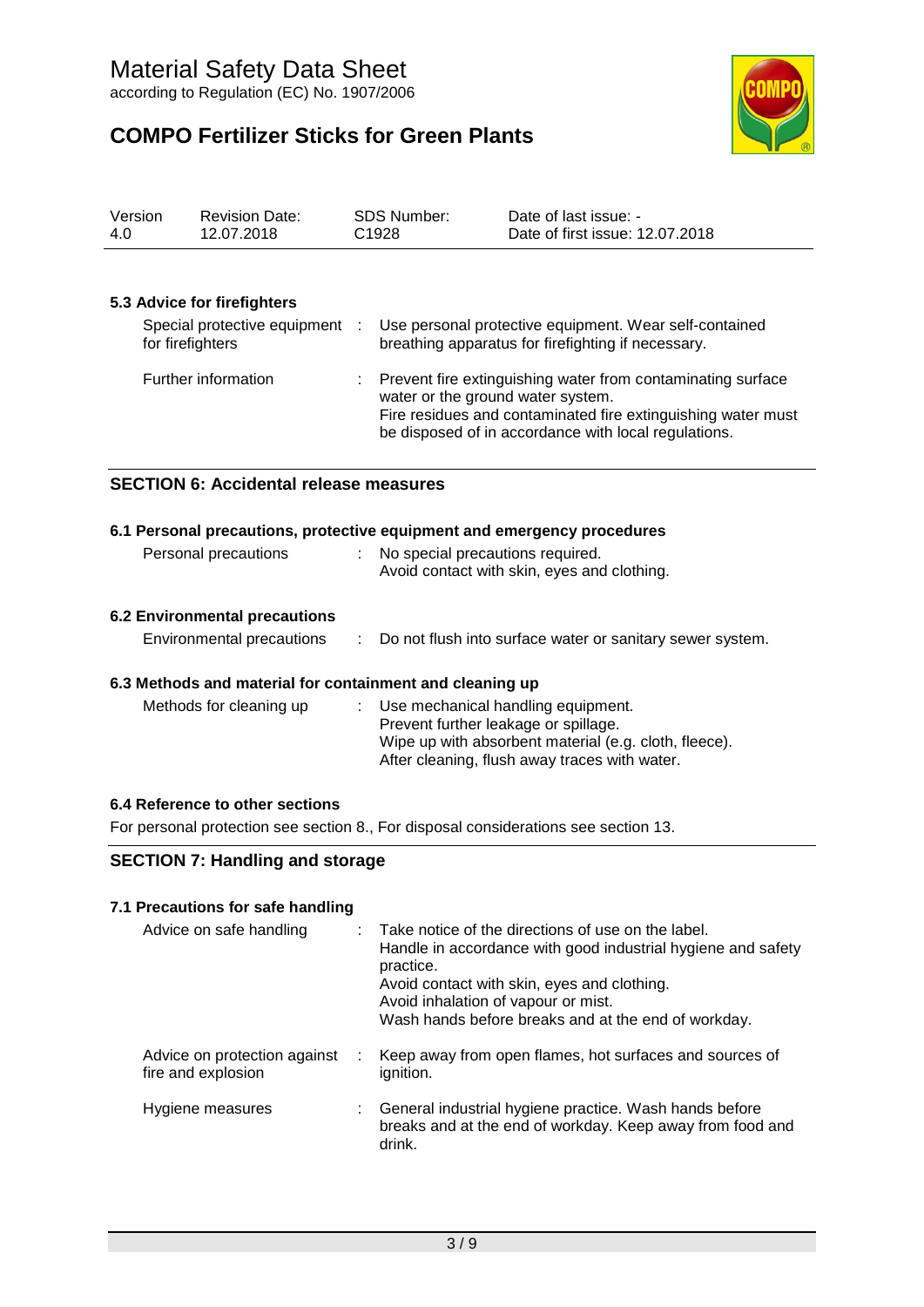### 5.3 Advice for firefighters

| | |
|---|---|
| Special protective equipment for firefighters | : Use personal protective equipment. Wear self-contained breathing apparatus for firefighting if necessary. |
| Further information | : Prevent fire extinguishing water from contaminating surface water or the ground water system. Fire residues and contaminated fire extinguishing water must be disposed of in accordance with local regulations. |

## SECTION 6: Accidental release measures

### 6.1 Personal precautions, protective equipment and emergency procedures

| | |
|---|---|
| Personal precautions | : No special precautions required. Avoid contact with skin, eyes and clothing. |

### 6.2 Environmental precautions

| | |
|---|---|
| Environmental precautions | : Do not flush into surface water or sanitary sewer system. |

### 6.3 Methods and material for containment and cleaning up

| | |
|---|---|
| Methods for cleaning up | : Use mechanical handling equipment. Prevent further leakage or spillage. Wipe up with absorbent material (e.g. cloth, fleece). After cleaning, flush away traces with water. |

### 6.4 Reference to other sections

For personal protection see section 8., For disposal considerations see section 13.

## SECTION 7: Handling and storage

### 7.1 Precautions for safe handling

| | |
|---|---|
| Advice on safe handling | : Take notice of the directions of use on the label. Handle in accordance with good industrial hygiene and safety practice. Avoid contact with skin, eyes and clothing. Avoid inhalation of vapour or mist. Wash hands before breaks and at the end of workday. |
| Advice on protection against fire and explosion | : Keep away from open flames, hot surfaces and sources of ignition. |
| Hygiene measures | : General industrial hygiene practice. Wash hands before breaks and at the end of workday. Keep away from food and drink. |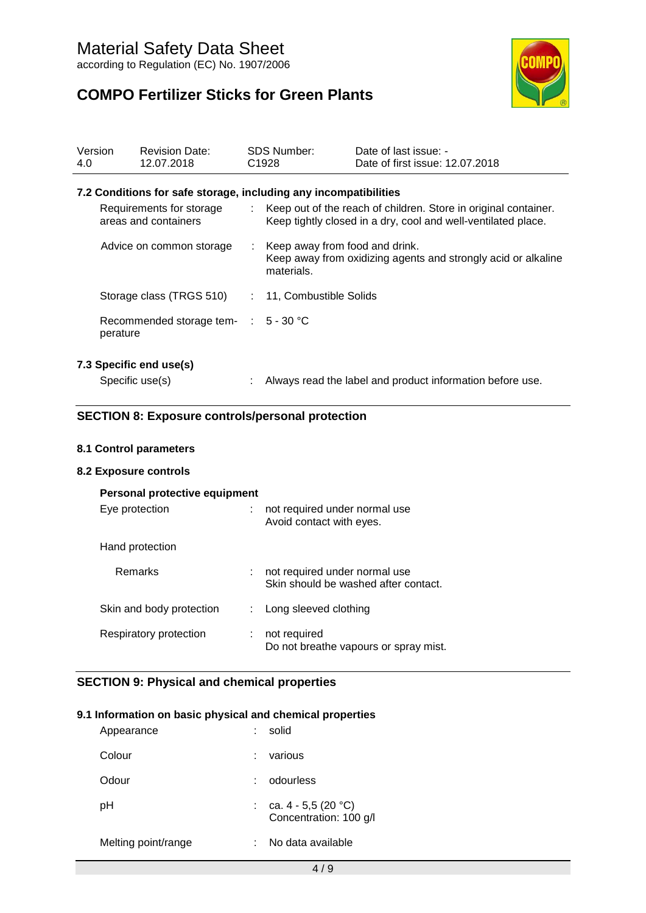### 7.2 Conditions for safe storage, including any incompatibilities

| | | |
|---|---|---|
| Requirements for storage areas and containers | : | Keep out of the reach of children. Store in original container. Keep tightly closed in a dry, cool and well-ventilated place. |
| Advice on common storage | : | Keep away from food and drink. Keep away from oxidizing agents and strongly acid or alkaline materials. |
| Storage class (TRGS 510) | : | 11, Combustible Solids |
| Recommended storage temperature | : | 5 - 30 °C |

### 7.3 Specific end use(s)

| | | |
|---|---|---|
| Specific use(s) | : | Always read the label and product information before use. |

## SECTION 8: Exposure controls/personal protection

### 8.1 Control parameters

### 8.2 Exposure controls

**Personal protective equipment**

| | | |
|---|---|---|
| Eye protection | : | not required under normal use<br>Avoid contact with eyes. |
| Hand protection | | |
| Remarks | : | not required under normal use<br>Skin should be washed after contact. |
| Skin and body protection | : | Long sleeved clothing |
| Respiratory protection | : | not required<br>Do not breathe vapours or spray mist. |

## SECTION 9: Physical and chemical properties

### 9.1 Information on basic physical and chemical properties

| | | |
|---|---|---|
| Appearance | : | solid |
| Colour | : | various |
| Odour | : | odourless |
| pH | : | ca. 4 - 5,5 (20 °C)<br>Concentration: 100 g/l |
| Melting point/range | : | No data available |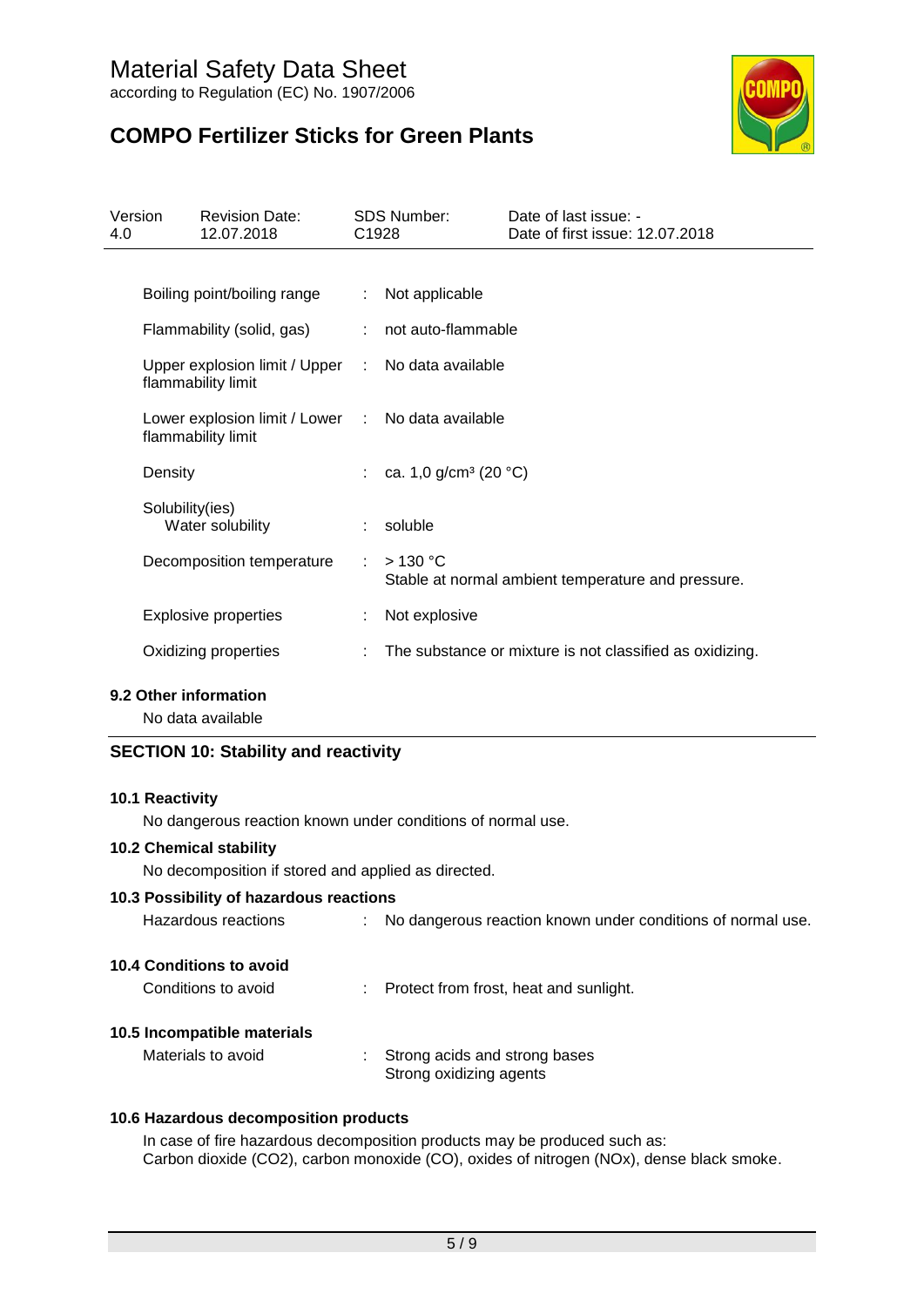| Property | | Value |
|---|---|---|
| Boiling point/boiling range | : | Not applicable |
| Flammability (solid, gas) | : | not auto-flammable |
| Upper explosion limit / Upper flammability limit | : | No data available |
| Lower explosion limit / Lower flammability limit | : | No data available |
| Density | : | ca. 1,0 g/cm³ (20 °C) |
| Solubility(ies) Water solubility | : | soluble |
| Decomposition temperature | : | > 130 °C Stable at normal ambient temperature and pressure. |
| Explosive properties | : | Not explosive |
| Oxidizing properties | : | The substance or mixture is not classified as oxidizing. |

### 9.2 Other information

No data available

## SECTION 10: Stability and reactivity

### 10.1 Reactivity

No dangerous reaction known under conditions of normal use.

### 10.2 Chemical stability

No decomposition if stored and applied as directed.

### 10.3 Possibility of hazardous reactions

Hazardous reactions : No dangerous reaction known under conditions of normal use.

### 10.4 Conditions to avoid

Conditions to avoid : Protect from frost, heat and sunlight.

### 10.5 Incompatible materials

Materials to avoid : Strong acids and strong bases
Strong oxidizing agents

### 10.6 Hazardous decomposition products

In case of fire hazardous decomposition products may be produced such as:
Carbon dioxide ($CO_2$), carbon monoxide (CO), oxides of nitrogen ($NO_x$), dense black smoke.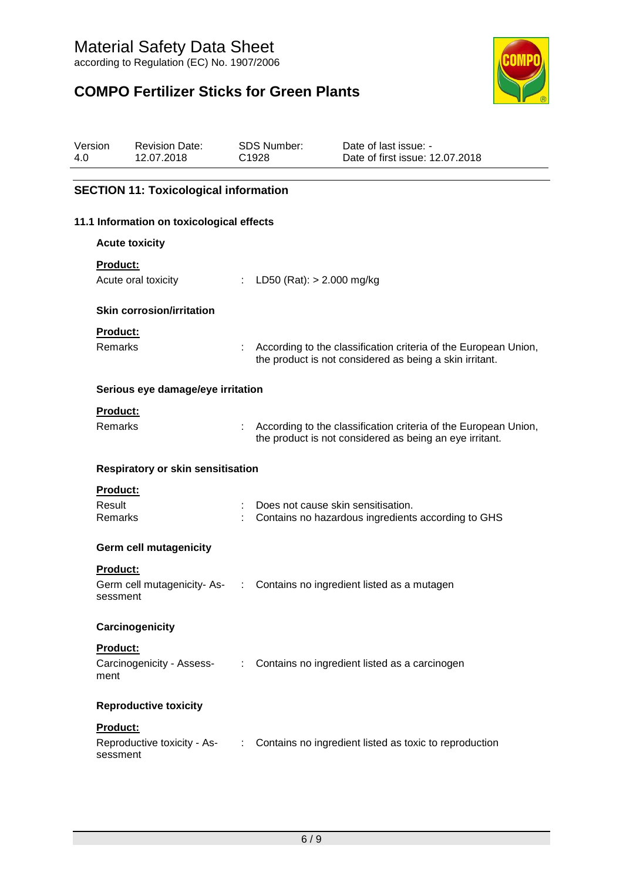## SECTION 11: Toxicological information

### 11.1 Information on toxicological effects

**Acute toxicity**

**Product:**

Acute oral toxicity : LD50 (Rat): > 2.000 mg/kg

**Skin corrosion/irritation**

**Product:**

Remarks : According to the classification criteria of the European Union, the product is not considered as being a skin irritant.

**Serious eye damage/eye irritation**

**Product:**

Remarks : According to the classification criteria of the European Union, the product is not considered as being an eye irritant.

**Respiratory or skin sensitisation**

**Product:**

Result : Does not cause skin sensitisation.
Remarks : Contains no hazardous ingredients according to GHS

**Germ cell mutagenicity**

**Product:**

Germ cell mutagenicity- Assessment : Contains no ingredient listed as a mutagen

**Carcinogenicity**

**Product:**

Carcinogenicity - Assessment : Contains no ingredient listed as a carcinogen

**Reproductive toxicity**

**Product:**

Reproductive toxicity - Assessment : Contains no ingredient listed as toxic to reproduction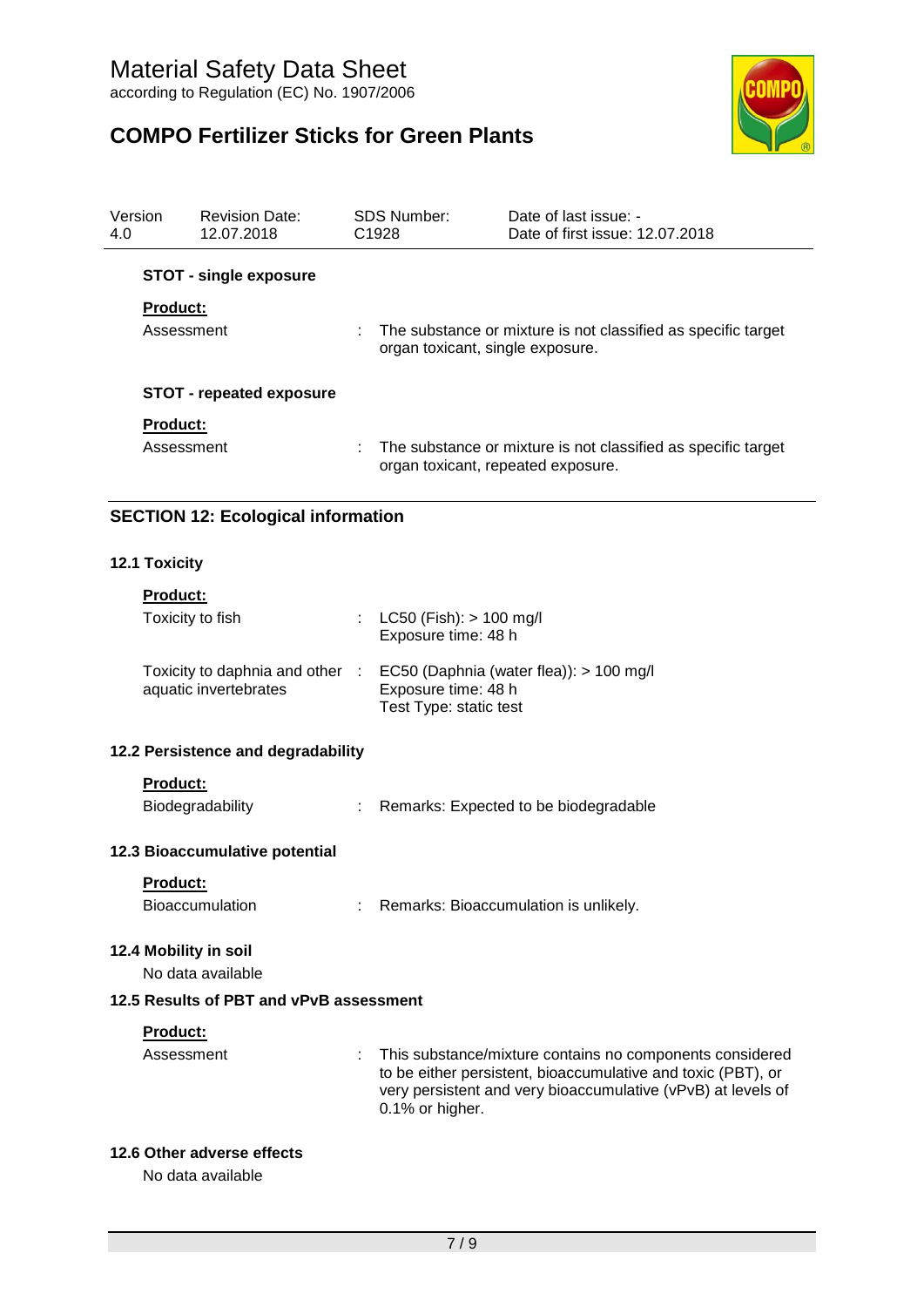**STOT - single exposure**

**Product:**

Assessment : The substance or mixture is not classified as specific target organ toxicant, single exposure.

**STOT - repeated exposure**

**Product:**

Assessment : The substance or mixture is not classified as specific target organ toxicant, repeated exposure.

## SECTION 12: Ecological information

### 12.1 Toxicity

**Product:**

Toxicity to fish : LC50 (Fish): > 100 mg/l
Exposure time: 48 h

Toxicity to daphnia and other aquatic invertebrates : EC50 (Daphnia (water flea)): > 100 mg/l
Exposure time: 48 h
Test Type: static test

### 12.2 Persistence and degradability

**Product:**

Biodegradability : Remarks: Expected to be biodegradable

### 12.3 Bioaccumulative potential

**Product:**

Bioaccumulation : Remarks: Bioaccumulation is unlikely.

### 12.4 Mobility in soil

No data available

### 12.5 Results of PBT and vPvB assessment

**Product:**

Assessment : This substance/mixture contains no components considered to be either persistent, bioaccumulative and toxic (PBT), or very persistent and very bioaccumulative (vPvB) at levels of 0.1% or higher.

### 12.6 Other adverse effects

No data available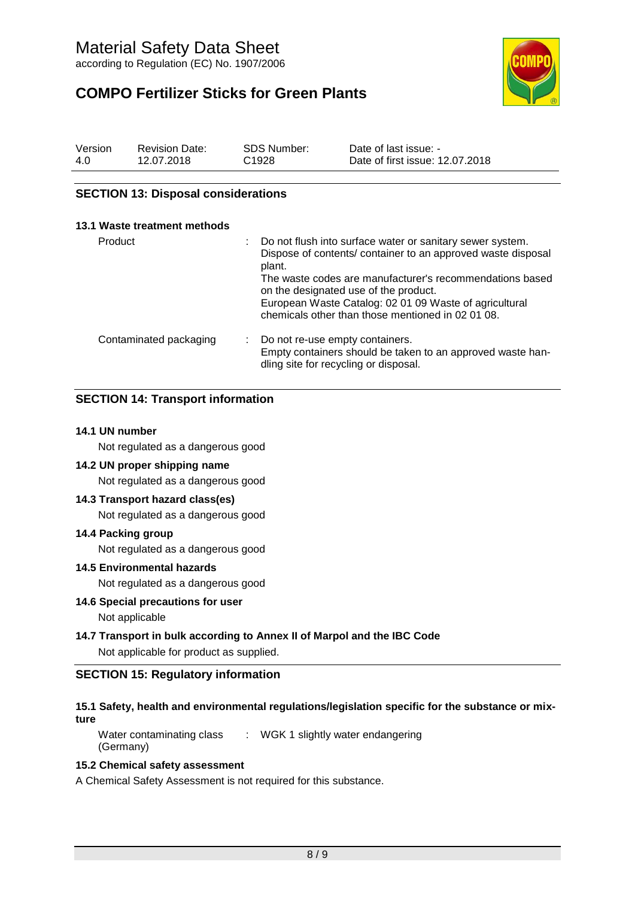## SECTION 13: Disposal considerations

### 13.1 Waste treatment methods

| | |
|---|---|
| Product | : Do not flush into surface water or sanitary sewer system. Dispose of contents/ container to an approved waste disposal plant. The waste codes are manufacturer's recommendations based on the designated use of the product. European Waste Catalog: 02 01 09 Waste of agricultural chemicals other than those mentioned in 02 01 08. |
| Contaminated packaging | : Do not re-use empty containers. Empty containers should be taken to an approved waste handling site for recycling or disposal. |

## SECTION 14: Transport information

**14.1 UN number**

Not regulated as a dangerous good

**14.2 UN proper shipping name**

Not regulated as a dangerous good

**14.3 Transport hazard class(es)**

Not regulated as a dangerous good

**14.4 Packing group**

Not regulated as a dangerous good

**14.5 Environmental hazards**

Not regulated as a dangerous good

**14.6 Special precautions for user**

Not applicable

**14.7 Transport in bulk according to Annex II of Marpol and the IBC Code**

Not applicable for product as supplied.

## SECTION 15: Regulatory information

**15.1 Safety, health and environmental regulations/legislation specific for the substance or mixture**

| | |
|---|---|
| Water contaminating class (Germany) | : WGK 1 slightly water endangering |

**15.2 Chemical safety assessment**

A Chemical Safety Assessment is not required for this substance.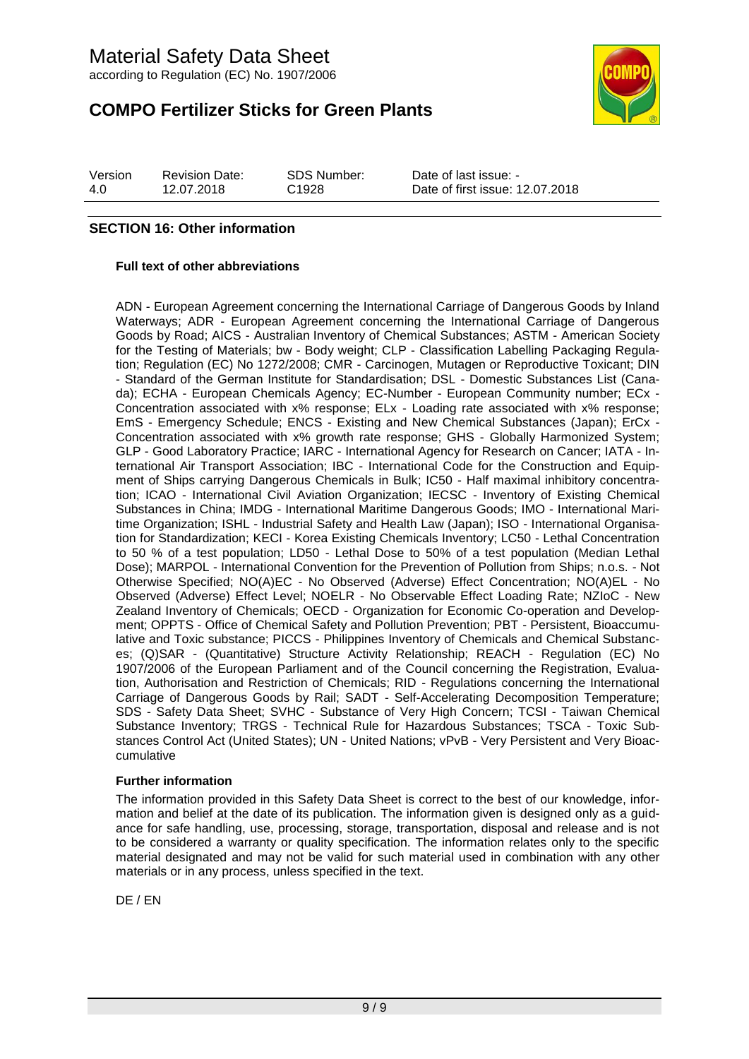## SECTION 16: Other information

**Full text of other abbreviations**

ADN - European Agreement concerning the International Carriage of Dangerous Goods by Inland Waterways; ADR - European Agreement concerning the International Carriage of Dangerous Goods by Road; AICS - Australian Inventory of Chemical Substances; ASTM - American Society for the Testing of Materials; bw - Body weight; CLP - Classification Labelling Packaging Regulation; Regulation (EC) No 1272/2008; CMR - Carcinogen, Mutagen or Reproductive Toxicant; DIN - Standard of the German Institute for Standardisation; DSL - Domestic Substances List (Canada); ECHA - European Chemicals Agency; EC-Number - European Community number; ECx - Concentration associated with x% response; ELx - Loading rate associated with x% response; EmS - Emergency Schedule; ENCS - Existing and New Chemical Substances (Japan); ErCx - Concentration associated with x% growth rate response; GHS - Globally Harmonized System; GLP - Good Laboratory Practice; IARC - International Agency for Research on Cancer; IATA - International Air Transport Association; IBC - International Code for the Construction and Equipment of Ships carrying Dangerous Chemicals in Bulk; IC50 - Half maximal inhibitory concentration; ICAO - International Civil Aviation Organization; IECSC - Inventory of Existing Chemical Substances in China; IMDG - International Maritime Dangerous Goods; IMO - International Maritime Organization; ISHL - Industrial Safety and Health Law (Japan); ISO - International Organisation for Standardization; KECI - Korea Existing Chemicals Inventory; LC50 - Lethal Concentration to 50 % of a test population; LD50 - Lethal Dose to 50% of a test population (Median Lethal Dose); MARPOL - International Convention for the Prevention of Pollution from Ships; n.o.s. - Not Otherwise Specified; NO(A)EC - No Observed (Adverse) Effect Concentration; NO(A)EL - No Observed (Adverse) Effect Level; NOELR - No Observable Effect Loading Rate; NZIoC - New Zealand Inventory of Chemicals; OECD - Organization for Economic Co-operation and Development; OPPTS - Office of Chemical Safety and Pollution Prevention; PBT - Persistent, Bioaccumulative and Toxic substance; PICCS - Philippines Inventory of Chemicals and Chemical Substances; (Q)SAR - (Quantitative) Structure Activity Relationship; REACH - Regulation (EC) No 1907/2006 of the European Parliament and of the Council concerning the Registration, Evaluation, Authorisation and Restriction of Chemicals; RID - Regulations concerning the International Carriage of Dangerous Goods by Rail; SADT - Self-Accelerating Decomposition Temperature; SDS - Safety Data Sheet; SVHC - Substance of Very High Concern; TCSI - Taiwan Chemical Substance Inventory; TRGS - Technical Rule for Hazardous Substances; TSCA - Toxic Substances Control Act (United States); UN - United Nations; vPvB - Very Persistent and Very Bioaccumulative

**Further information**

The information provided in this Safety Data Sheet is correct to the best of our knowledge, information and belief at the date of its publication. The information given is designed only as a guidance for safe handling, use, processing, storage, transportation, disposal and release and is not to be considered a warranty or quality specification. The information relates only to the specific material designated and may not be valid for such material used in combination with any other materials or in any process, unless specified in the text.

DE / EN